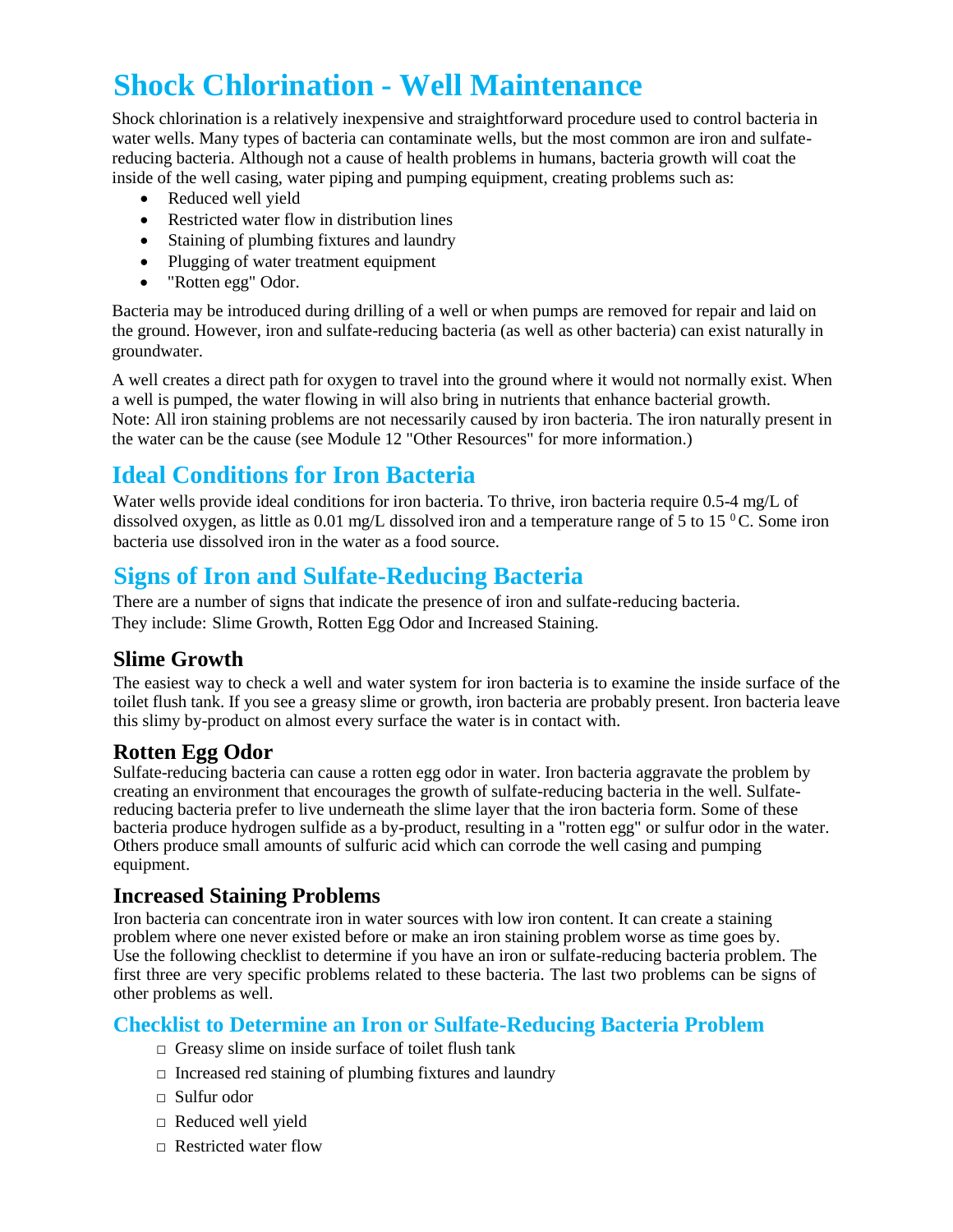# Shock Chlorination - Well Maintenance

Shock chlorination is a relatively inexpensive and straightforward procedure used to control bacteria in water wells. Many types of bacteria can contaminate wells, but the most common are iron and sulfate-reducing bacteria. Although not a cause of health problems in humans, bacteria growth will coat the inside of the well casing, water piping and pumping equipment, creating problems such as:

- Reduced well yield
- Restricted water flow in distribution lines
- Staining of plumbing fixtures and laundry
- Plugging of water treatment equipment
- "Rotten egg" Odor.

Bacteria may be introduced during drilling of a well or when pumps are removed for repair and laid on the ground. However, iron and sulfate-reducing bacteria (as well as other bacteria) can exist naturally in groundwater.

A well creates a direct path for oxygen to travel into the ground where it would not normally exist. When a well is pumped, the water flowing in will also bring in nutrients that enhance bacterial growth. Note: All iron staining problems are not necessarily caused by iron bacteria. The iron naturally present in the water can be the cause (see Module 12 "Other Resources" for more information.)

## Ideal Conditions for Iron Bacteria

Water wells provide ideal conditions for iron bacteria. To thrive, iron bacteria require 0.5-4 mg/L of dissolved oxygen, as little as 0.01 mg/L dissolved iron and a temperature range of 5 to 15 $^{0}$C. Some iron bacteria use dissolved iron in the water as a food source.

## Signs of Iron and Sulfate-Reducing Bacteria

There are a number of signs that indicate the presence of iron and sulfate-reducing bacteria. They include: Slime Growth, Rotten Egg Odor and Increased Staining.

### Slime Growth

The easiest way to check a well and water system for iron bacteria is to examine the inside surface of the toilet flush tank. If you see a greasy slime or growth, iron bacteria are probably present. Iron bacteria leave this slimy by-product on almost every surface the water is in contact with.

### Rotten Egg Odor

Sulfate-reducing bacteria can cause a rotten egg odor in water. Iron bacteria aggravate the problem by creating an environment that encourages the growth of sulfate-reducing bacteria in the well. Sulfate-reducing bacteria prefer to live underneath the slime layer that the iron bacteria form. Some of these bacteria produce hydrogen sulfide as a by-product, resulting in a "rotten egg" or sulfur odor in the water. Others produce small amounts of sulfuric acid which can corrode the well casing and pumping equipment.

### Increased Staining Problems

Iron bacteria can concentrate iron in water sources with low iron content. It can create a staining problem where one never existed before or make an iron staining problem worse as time goes by. Use the following checklist to determine if you have an iron or sulfate-reducing bacteria problem. The first three are very specific problems related to these bacteria. The last two problems can be signs of other problems as well.

## Checklist to Determine an Iron or Sulfate-Reducing Bacteria Problem

- □ Greasy slime on inside surface of toilet flush tank
- □ Increased red staining of plumbing fixtures and laundry
- □ Sulfur odor
- □ Reduced well yield
- □ Restricted water flow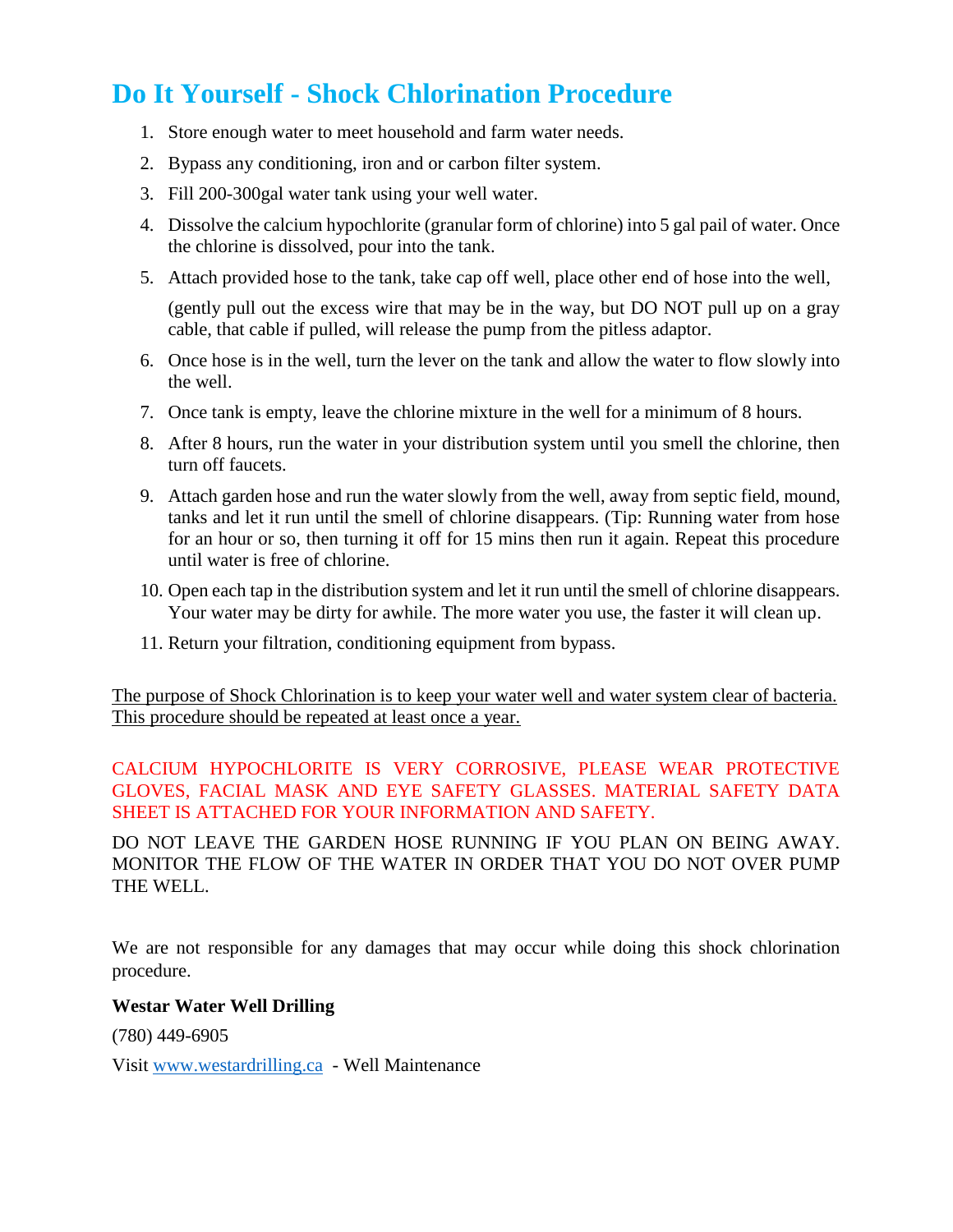# Do It Yourself - Shock Chlorination Procedure

1. Store enough water to meet household and farm water needs.
2. Bypass any conditioning, iron and or carbon filter system.
3. Fill 200-300gal water tank using your well water.
4. Dissolve the calcium hypochlorite (granular form of chlorine) into 5 gal pail of water. Once the chlorine is dissolved, pour into the tank.
5. Attach provided hose to the tank, take cap off well, place other end of hose into the well,

   (gently pull out the excess wire that may be in the way, but DO NOT pull up on a gray cable, that cable if pulled, will release the pump from the pitless adaptor.
6. Once hose is in the well, turn the lever on the tank and allow the water to flow slowly into the well.
7. Once tank is empty, leave the chlorine mixture in the well for a minimum of 8 hours.
8. After 8 hours, run the water in your distribution system until you smell the chlorine, then turn off faucets.
9. Attach garden hose and run the water slowly from the well, away from septic field, mound, tanks and let it run until the smell of chlorine disappears. (Tip: Running water from hose for an hour or so, then turning it off for 15 mins then run it again. Repeat this procedure until water is free of chlorine.
10. Open each tap in the distribution system and let it run until the smell of chlorine disappears. Your water may be dirty for awhile. The more water you use, the faster it will clean up.
11. Return your filtration, conditioning equipment from bypass.

<u>The purpose of Shock Chlorination is to keep your water well and water system clear of bacteria. This procedure should be repeated at least once a year.</u>

CALCIUM HYPOCHLORITE IS VERY CORROSIVE, PLEASE WEAR PROTECTIVE GLOVES, FACIAL MASK AND EYE SAFETY GLASSES. MATERIAL SAFETY DATA SHEET IS ATTACHED FOR YOUR INFORMATION AND SAFETY.

DO NOT LEAVE THE GARDEN HOSE RUNNING IF YOU PLAN ON BEING AWAY. MONITOR THE FLOW OF THE WATER IN ORDER THAT YOU DO NOT OVER PUMP THE WELL.

We are not responsible for any damages that may occur while doing this shock chlorination procedure.

**Westar Water Well Drilling**

(780) 449-6905

Visit [www.westardrilling.ca](http://www.westardrilling.ca) - Well Maintenance